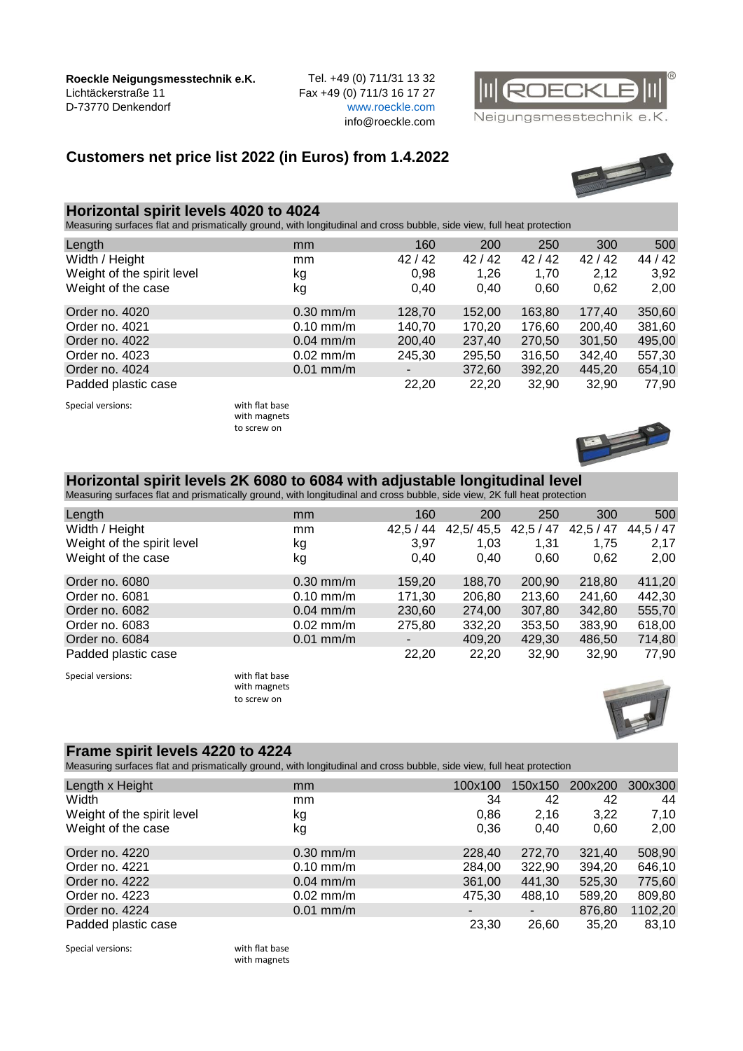**Roeckle Neigungsmesstechnik e.K.**
Lichtäckerstraße 11
D-73770 Denkendorf

Tel. +49 (0) 711/31 13 32
Fax +49 (0) 711/3 16 17 27
www.roeckle.com
info@roeckle.com

# Customers net price list 2022 (in Euros) from 1.4.2022

## Horizontal spirit levels 4020 to 4024

Measuring surfaces flat and prismatically ground, with longitudinal and cross bubble, side view, full heat protection

| Length | mm | 160 | 200 | 250 | 300 | 500 |
|---|---|---|---|---|---|---|
| Width / Height | mm | 42 / 42 | 42 / 42 | 42 / 42 | 42 / 42 | 44 / 42 |
| Weight of the spirit level | kg | 0,98 | 1,26 | 1,70 | 2,12 | 3,92 |
| Weight of the case | kg | 0,40 | 0,40 | 0,60 | 0,62 | 2,00 |
| Order no. 4020 | 0.30 mm/m | 128,70 | 152,00 | 163,80 | 177,40 | 350,60 |
| Order no. 4021 | 0.10 mm/m | 140,70 | 170,20 | 176,60 | 200,40 | 381,60 |
| Order no. 4022 | 0.04 mm/m | 200,40 | 237,40 | 270,50 | 301,50 | 495,00 |
| Order no. 4023 | 0.02 mm/m | 245,30 | 295,50 | 316,50 | 342,40 | 557,30 |
| Order no. 4024 | 0.01 mm/m | - | 372,60 | 392,20 | 445,20 | 654,10 |
| Padded plastic case | | 22,20 | 22,20 | 32,90 | 32,90 | 77,90 |

Special versions: with flat base
with magnets
to screw on

## Horizontal spirit levels 2K 6080 to 6084 with adjustable longitudinal level

Measuring surfaces flat and prismatically ground, with longitudinal and cross bubble, side view, 2K full heat protection

| Length | mm | 160 | 200 | 250 | 300 | 500 |
|---|---|---|---|---|---|---|
| Width / Height | mm | 42,5 / 44 | 42,5/ 45,5 | 42,5 / 47 | 42,5 / 47 | 44,5 / 47 |
| Weight of the spirit level | kg | 3,97 | 1,03 | 1,31 | 1,75 | 2,17 |
| Weight of the case | kg | 0,40 | 0,40 | 0,60 | 0,62 | 2,00 |
| Order no. 6080 | 0.30 mm/m | 159,20 | 188,70 | 200,90 | 218,80 | 411,20 |
| Order no. 6081 | 0.10 mm/m | 171,30 | 206,80 | 213,60 | 241,60 | 442,30 |
| Order no. 6082 | 0.04 mm/m | 230,60 | 274,00 | 307,80 | 342,80 | 555,70 |
| Order no. 6083 | 0.02 mm/m | 275,80 | 332,20 | 353,50 | 383,90 | 618,00 |
| Order no. 6084 | 0.01 mm/m | - | 409,20 | 429,30 | 486,50 | 714,80 |
| Padded plastic case | | 22,20 | 22,20 | 32,90 | 32,90 | 77,90 |

Special versions: with flat base
with magnets
to screw on

## Frame spirit levels 4220 to 4224

Measuring surfaces flat and prismatically ground, with longitudinal and cross bubble, side view, full heat protection

| Length x Height | mm | 100x100 | 150x150 | 200x200 | 300x300 |
|---|---|---|---|---|---|
| Width | mm | 34 | 42 | 42 | 44 |
| Weight of the spirit level | kg | 0,86 | 2,16 | 3,22 | 7,10 |
| Weight of the case | kg | 0,36 | 0,40 | 0,60 | 2,00 |
| Order no. 4220 | 0.30 mm/m | 228,40 | 272,70 | 321,40 | 508,90 |
| Order no. 4221 | 0.10 mm/m | 284,00 | 322,90 | 394,20 | 646,10 |
| Order no. 4222 | 0.04 mm/m | 361,00 | 441,30 | 525,30 | 775,60 |
| Order no. 4223 | 0.02 mm/m | 475,30 | 488,10 | 589,20 | 809,80 |
| Order no. 4224 | 0.01 mm/m | - | - | 876,80 | 1102,20 |
| Padded plastic case | | 23,30 | 26,60 | 35,20 | 83,10 |

Special versions: with flat base
with magnets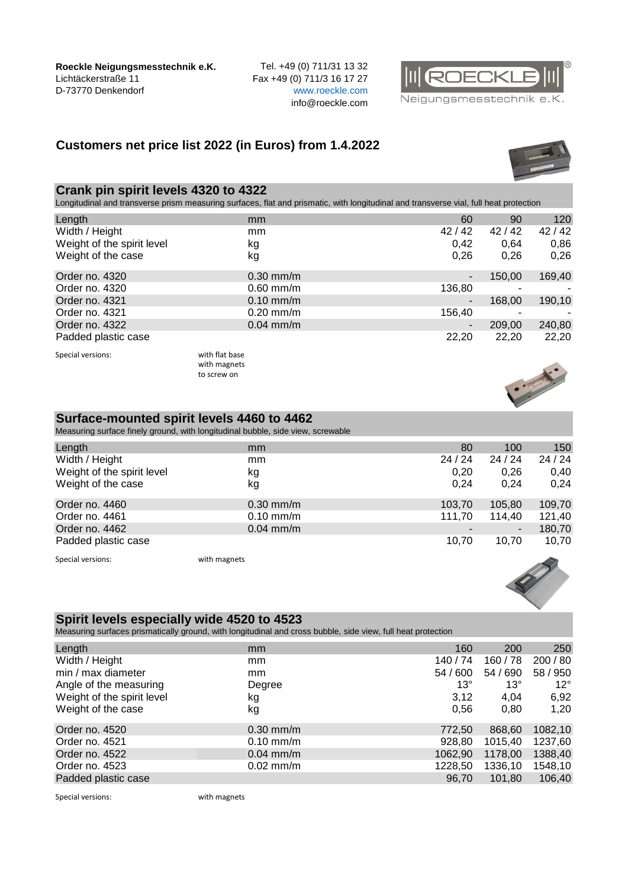**Roeckle Neigungsmesstechnik e.K.**
Lichtäckerstraße 11
D-73770 Denkendorf

Tel. +49 (0) 711/31 13 32
Fax +49 (0) 711/3 16 17 27
www.roeckle.com
info@roeckle.com

## Customers net price list 2022 (in Euros) from 1.4.2022

### Crank pin spirit levels 4320 to 4322

Longitudinal and transverse prism measuring surfaces, flat and prismatic, with longitudinal and transverse vial, full heat protection

| | | | | |
|---|---|---|---|---|
| Length | mm | 60 | 90 | 120 |
| Width / Height | mm | 42 / 42 | 42 / 42 | 42 / 42 |
| Weight of the spirit level | kg | 0,42 | 0,64 | 0,86 |
| Weight of the case | kg | 0,26 | 0,26 | 0,26 |
| Order no. 4320 | 0.30 mm/m | - | 150,00 | 169,40 |
| Order no. 4320 | 0.60 mm/m | 136,80 | - | - |
| Order no. 4321 | 0.10 mm/m | - | 168,00 | 190,10 |
| Order no. 4321 | 0.20 mm/m | 156,40 | - | - |
| Order no. 4322 | 0.04 mm/m | - | 209,00 | 240,80 |
| Padded plastic case | | 22,20 | 22,20 | 22,20 |

Special versions: with flat base
with magnets
to screw on

### Surface-mounted spirit levels 4460 to 4462

Measuring surface finely ground, with longitudinal bubble, side view, screwable

| | | | | |
|---|---|---|---|---|
| Length | mm | 80 | 100 | 150 |
| Width / Height | mm | 24 / 24 | 24 / 24 | 24 / 24 |
| Weight of the spirit level | kg | 0,20 | 0,26 | 0,40 |
| Weight of the case | kg | 0,24 | 0,24 | 0,24 |
| Order no. 4460 | 0.30 mm/m | 103,70 | 105,80 | 109,70 |
| Order no. 4461 | 0.10 mm/m | 111,70 | 114,40 | 121,40 |
| Order no. 4462 | 0.04 mm/m | - | - | 180,70 |
| Padded plastic case | | 10,70 | 10,70 | 10,70 |

Special versions: with magnets

### Spirit levels especially wide 4520 to 4523

Measuring surfaces prismatically ground, with longitudinal and cross bubble, side view, full heat protection

| | | | | |
|---|---|---|---|---|
| Length | mm | 160 | 200 | 250 |
| Width / Height | mm | 140 / 74 | 160 / 78 | 200 / 80 |
| min / max diameter | mm | 54 / 600 | 54 / 690 | 58 / 950 |
| Angle of the measuring | Degree | 13° | 13° | 12° |
| Weight of the spirit level | kg | 3,12 | 4,04 | 6,92 |
| Weight of the case | kg | 0,56 | 0,80 | 1,20 |
| Order no. 4520 | 0.30 mm/m | 772,50 | 868,60 | 1082,10 |
| Order no. 4521 | 0.10 mm/m | 928,80 | 1015,40 | 1237,60 |
| Order no. 4522 | 0.04 mm/m | 1062,90 | 1178,00 | 1388,40 |
| Order no. 4523 | 0.02 mm/m | 1228,50 | 1336,10 | 1548,10 |
| Padded plastic case | | 96,70 | 101,80 | 106,40 |

Special versions: with magnets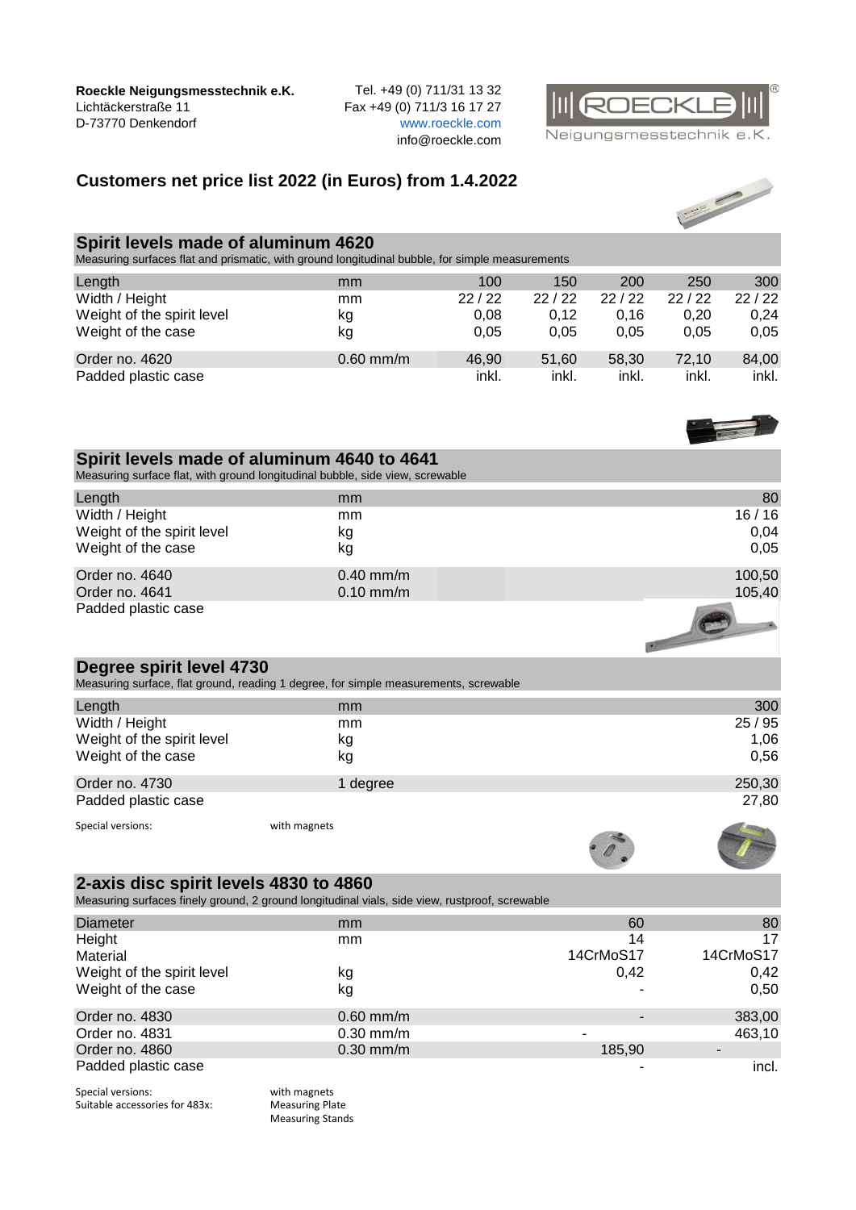**Roeckle Neigungsmesstechnik e.K.**
Lichtäckerstraße 11
D-73770 Denkendorf

Tel. +49 (0) 711/31 13 32
Fax +49 (0) 711/3 16 17 27
www.roeckle.com
info@roeckle.com

## Customers net price list 2022 (in Euros) from 1.4.2022

### Spirit levels made of aluminum 4620

Measuring surfaces flat and prismatic, with ground longitudinal bubble, for simple measurements

| Length | mm | 100 | 150 | 200 | 250 | 300 |
|---|---|---|---|---|---|---|
| Width / Height | mm | 22 / 22 | 22 / 22 | 22 / 22 | 22 / 22 | 22 / 22 |
| Weight of the spirit level | kg | 0,08 | 0,12 | 0,16 | 0,20 | 0,24 |
| Weight of the case | kg | 0,05 | 0,05 | 0,05 | 0,05 | 0,05 |
| Order no. 4620 | 0.60 mm/m | 46,90 | 51,60 | 58,30 | 72,10 | 84,00 |
| Padded plastic case | | inkl. | inkl. | inkl. | inkl. | inkl. |

### Spirit levels made of aluminum 4640 to 4641

Measuring surface flat, with ground longitudinal bubble, side view, screwable

| Length | mm | 80 |
|---|---|---|
| Width / Height | mm | 16 / 16 |
| Weight of the spirit level | kg | 0,04 |
| Weight of the case | kg | 0,05 |
| Order no. 4640 | 0.40 mm/m | 100,50 |
| Order no. 4641 | 0.10 mm/m | 105,40 |
| Padded plastic case | | |

### Degree spirit level 4730

Measuring surface, flat ground, reading 1 degree, for simple measurements, screwable

| Length | mm | 300 |
|---|---|---|
| Width / Height | mm | 25 / 95 |
| Weight of the spirit level | kg | 1,06 |
| Weight of the case | kg | 0,56 |
| Order no. 4730 | 1 degree | 250,30 |
| Padded plastic case | | 27,80 |

Special versions: with magnets

### 2-axis disc spirit levels 4830 to 4860

Measuring surfaces finely ground, 2 ground longitudinal vials, side view, rustproof, screwable

| Diameter | mm | 60 | 80 |
|---|---|---|---|
| Height | mm | 14 | 17 |
| Material | | 14CrMoS17 | 14CrMoS17 |
| Weight of the spirit level | kg | 0,42 | 0,42 |
| Weight of the case | kg | - | 0,50 |
| Order no. 4830 | 0.60 mm/m | - | 383,00 |
| Order no. 4831 | 0.30 mm/m | - | 463,10 |
| Order no. 4860 | 0.30 mm/m | 185,90 | - |
| Padded plastic case | | - | incl. |

Special versions: with magnets
Suitable accessories for 483x: Measuring Plate, Measuring Stands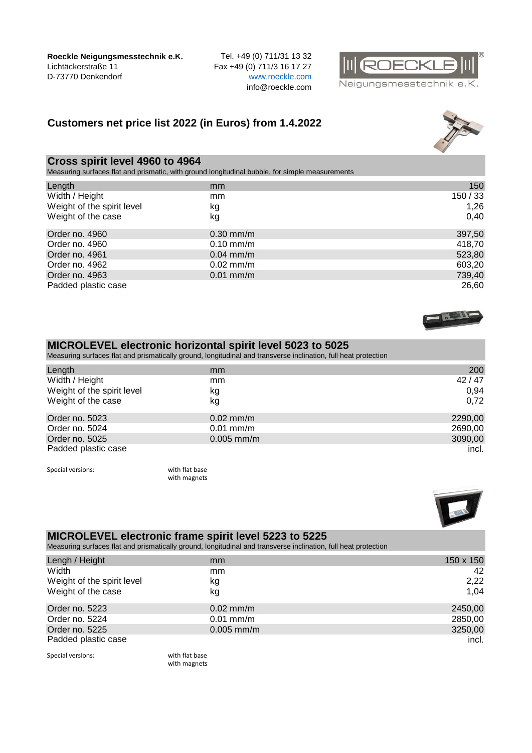Roeckle Neigungsmesstechnik e.K.
Lichtäckerstraße 11
D-73770 Denkendorf

Tel. +49 (0) 711/31 13 32
Fax +49 (0) 711/3 16 17 27
www.roeckle.com
info@roeckle.com

## Customers net price list 2022 (in Euros) from 1.4.2022

### Cross spirit level 4960 to 4964

Measuring surfaces flat and prismatic, with ground longitudinal bubble, for simple measurements

| | | |
|---|---|---|
| Length | mm | 150 |
| Width / Height | mm | 150 / 33 |
| Weight of the spirit level | kg | 1,26 |
| Weight of the case | kg | 0,40 |
| Order no. 4960 | 0.30 mm/m | 397,50 |
| Order no. 4960 | 0.10 mm/m | 418,70 |
| Order no. 4961 | 0.04 mm/m | 523,80 |
| Order no. 4962 | 0.02 mm/m | 603,20 |
| Order no. 4963 | 0.01 mm/m | 739,40 |
| Padded plastic case | | 26,60 |

### MICROLEVEL electronic horizontal spirit level 5023 to 5025

Measuring surfaces flat and prismatically ground, longitudinal and transverse inclination, full heat protection

| | | |
|---|---|---|
| Length | mm | 200 |
| Width / Height | mm | 42 / 47 |
| Weight of the spirit level | kg | 0,94 |
| Weight of the case | kg | 0,72 |
| Order no. 5023 | 0.02 mm/m | 2290,00 |
| Order no. 5024 | 0.01 mm/m | 2690,00 |
| Order no. 5025 | 0.005 mm/m | 3090,00 |
| Padded plastic case | | incl. |

Special versions: with flat base
with magnets

### MICROLEVEL electronic frame spirit level 5223 to 5225

Measuring surfaces flat and prismatically ground, longitudinal and transverse inclination, full heat protection

| | | |
|---|---|---|
| Lengh / Height | mm | 150 x 150 |
| Width | mm | 42 |
| Weight of the spirit level | kg | 2,22 |
| Weight of the case | kg | 1,04 |
| Order no. 5223 | 0.02 mm/m | 2450,00 |
| Order no. 5224 | 0.01 mm/m | 2850,00 |
| Order no. 5225 | 0.005 mm/m | 3250,00 |
| Padded plastic case | | incl. |

Special versions: with flat base
with magnets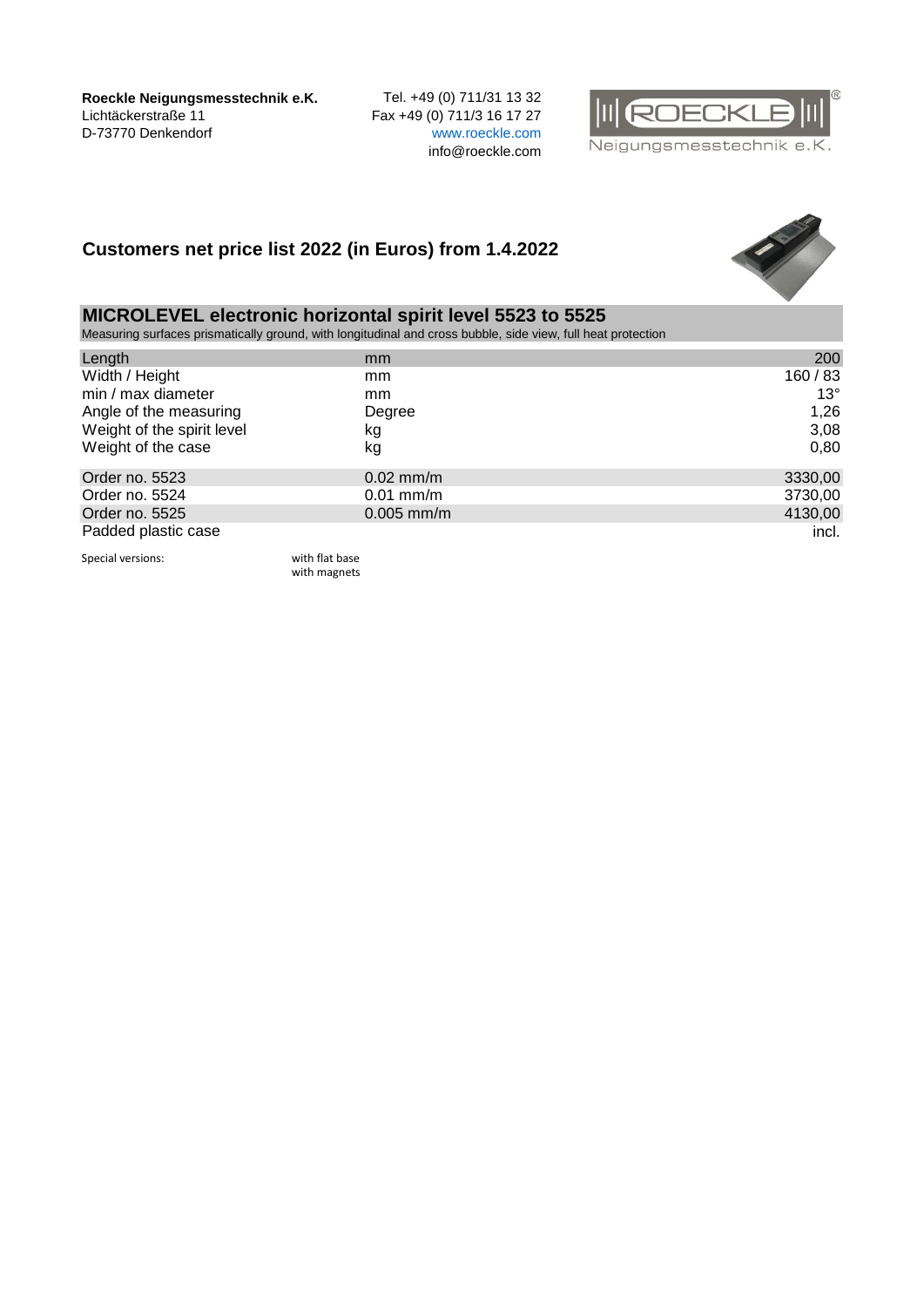**Roeckle Neigungsmesstechnik e.K.**
Lichtäckerstraße 11
D-73770 Denkendorf

Tel. +49 (0) 711/31 13 32
Fax +49 (0) 711/3 16 17 27
www.roeckle.com
info@roeckle.com

ROECKLE®
Neigungsmesstechnik e.K.

## Customers net price list 2022 (in Euros) from 1.4.2022

### MICROLEVEL electronic horizontal spirit level 5523 to 5525

Measuring surfaces prismatically ground, with longitudinal and cross bubble, side view, full heat protection

| | | |
|---|---|---|
| Length | mm | 200 |
| Width / Height | mm | 160 / 83 |
| min / max diameter | mm | 13° |
| Angle of the measuring | Degree | 1,26 |
| Weight of the spirit level | kg | 3,08 |
| Weight of the case | kg | 0,80 |
| Order no. 5523 | 0.02 mm/m | 3330,00 |
| Order no. 5524 | 0.01 mm/m | 3730,00 |
| Order no. 5525 | 0.005 mm/m | 4130,00 |
| Padded plastic case | | incl. |

Special versions: with flat base
with magnets